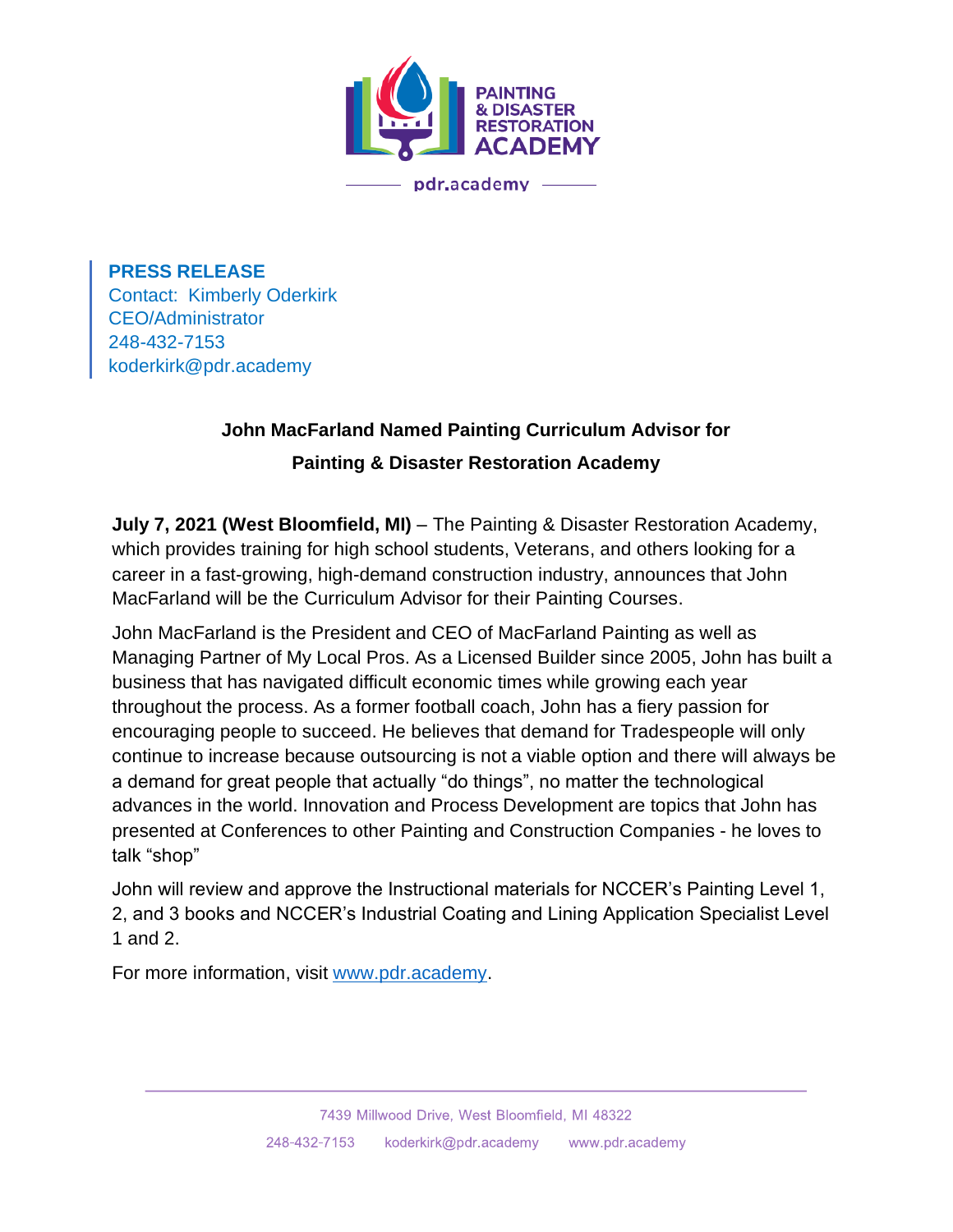PAINTING & DISASTER RESTORATION ACADEMY

pdr.academy

**PRESS RELEASE**
Contact: Kimberly Oderkirk
CEO/Administrator
248-432-7153
koderkirk@pdr.academy

## John MacFarland Named Painting Curriculum Advisor for Painting & Disaster Restoration Academy

**July 7, 2021 (West Bloomfield, MI)** – The Painting & Disaster Restoration Academy, which provides training for high school students, Veterans, and others looking for a career in a fast-growing, high-demand construction industry, announces that John MacFarland will be the Curriculum Advisor for their Painting Courses.

John MacFarland is the President and CEO of MacFarland Painting as well as Managing Partner of My Local Pros. As a Licensed Builder since 2005, John has built a business that has navigated difficult economic times while growing each year throughout the process. As a former football coach, John has a fiery passion for encouraging people to succeed. He believes that demand for Tradespeople will only continue to increase because outsourcing is not a viable option and there will always be a demand for great people that actually "do things", no matter the technological advances in the world. Innovation and Process Development are topics that John has presented at Conferences to other Painting and Construction Companies - he loves to talk "shop"

John will review and approve the Instructional materials for NCCER's Painting Level 1, 2, and 3 books and NCCER's Industrial Coating and Lining Application Specialist Level 1 and 2.

For more information, visit [www.pdr.academy](www.pdr.academy).

7439 Millwood Drive, West Bloomfield, MI 48322

248-432-7153 koderkirk@pdr.academy www.pdr.academy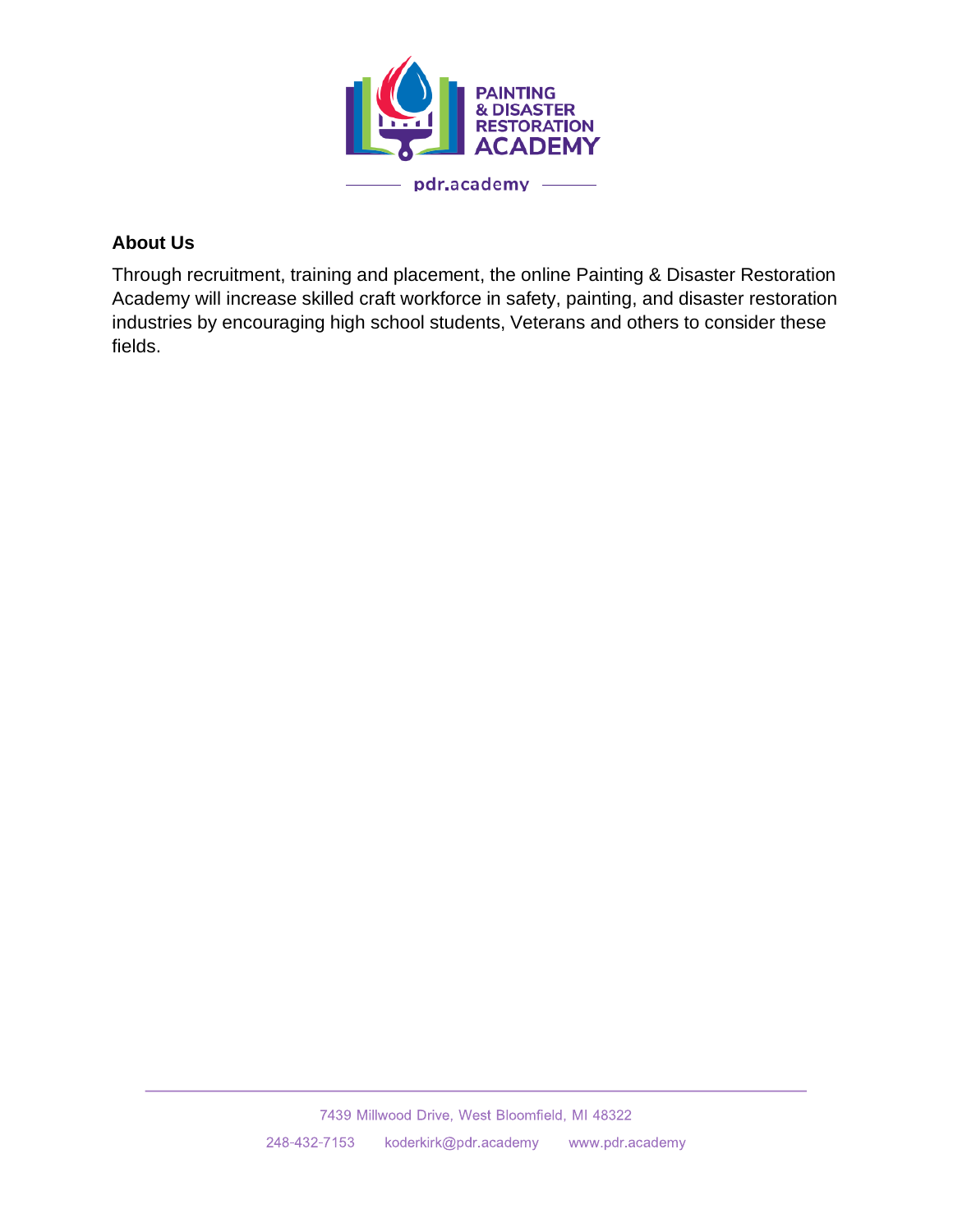PAINTING
& DISASTER
RESTORATION
ACADEMY

pdr.academy

**About Us**

Through recruitment, training and placement, the online Painting & Disaster Restoration Academy will increase skilled craft workforce in safety, painting, and disaster restoration industries by encouraging high school students, Veterans and others to consider these fields.

7439 Millwood Drive, West Bloomfield, MI 48322

248-432-7153 koderkirk@pdr.academy www.pdr.academy